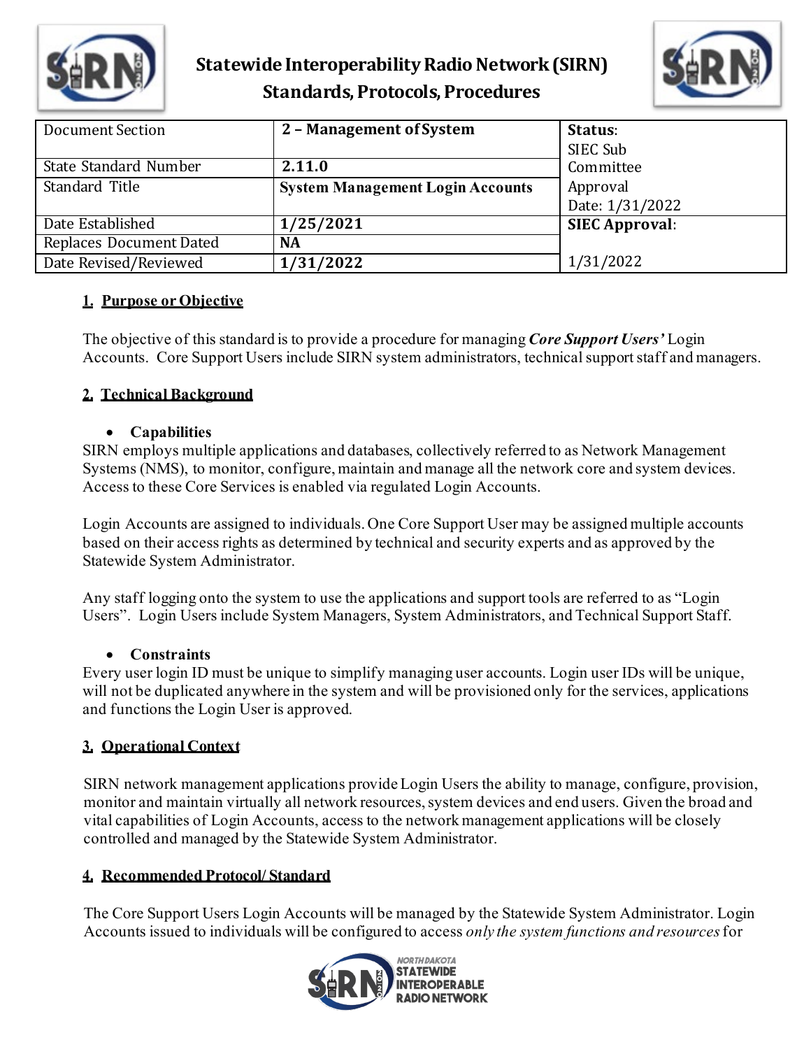# Statewide Interoperability Radio Network (SIRN)
## Standards, Protocols, Procedures

| Document Section | 2 – Management of System | Status: SIEC Sub Committee Approval Date: 1/31/2022 |
|---|---|---|
| State Standard Number | 2.11.0 | |
| Standard Title | System Management Login Accounts | |
| Date Established | 1/25/2021 | SIEC Approval: 1/31/2022 |
| Replaces Document Dated | NA | |
| Date Revised/Reviewed | 1/31/2022 | |

### 1. Purpose or Objective

The objective of this standard is to provide a procedure for managing ***Core Support Users'*** Login Accounts. Core Support Users include SIRN system administrators, technical support staff and managers.

### 2. Technical Background

- **Capabilities**

SIRN employs multiple applications and databases, collectively referred to as Network Management Systems (NMS), to monitor, configure, maintain and manage all the network core and system devices. Access to these Core Services is enabled via regulated Login Accounts.

Login Accounts are assigned to individuals. One Core Support User may be assigned multiple accounts based on their access rights as determined by technical and security experts and as approved by the Statewide System Administrator.

Any staff logging onto the system to use the applications and support tools are referred to as "Login Users". Login Users include System Managers, System Administrators, and Technical Support Staff.

- **Constraints**

Every user login ID must be unique to simplify managing user accounts. Login user IDs will be unique, will not be duplicated anywhere in the system and will be provisioned only for the services, applications and functions the Login User is approved.

### 3. Operational Context

SIRN network management applications provide Login Users the ability to manage, configure, provision, monitor and maintain virtually all network resources, system devices and end users. Given the broad and vital capabilities of Login Accounts, access to the network management applications will be closely controlled and managed by the Statewide System Administrator.

### 4. Recommended Protocol/ Standard

The Core Support Users Login Accounts will be managed by the Statewide System Administrator. Login Accounts issued to individuals will be configured to access *only the system functions and resources* for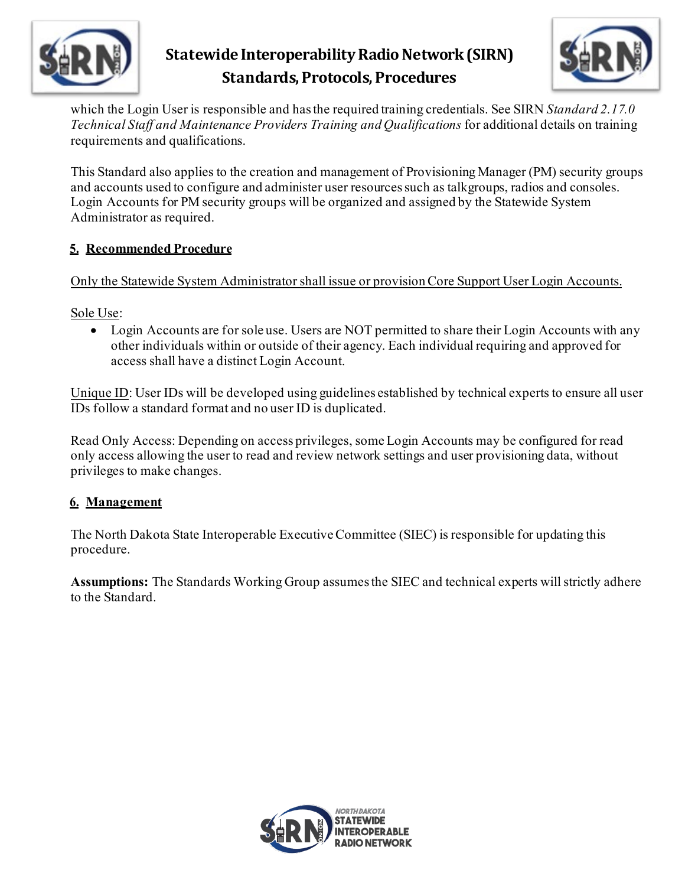which the Login User is responsible and has the required training credentials. See SIRN *Standard 2.17.0 Technical Staff and Maintenance Providers Training and Qualifications* for additional details on training requirements and qualifications.

This Standard also applies to the creation and management of Provisioning Manager (PM) security groups and accounts used to configure and administer user resources such as talkgroups, radios and consoles. Login Accounts for PM security groups will be organized and assigned by the Statewide System Administrator as required.

## 5. Recommended Procedure

Only the Statewide System Administrator shall issue or provision Core Support User Login Accounts.

Sole Use:

- Login Accounts are for sole use. Users are NOT permitted to share their Login Accounts with any other individuals within or outside of their agency. Each individual requiring and approved for access shall have a distinct Login Account.

Unique ID: User IDs will be developed using guidelines established by technical experts to ensure all user IDs follow a standard format and no user ID is duplicated.

Read Only Access: Depending on access privileges, some Login Accounts may be configured for read only access allowing the user to read and review network settings and user provisioning data, without privileges to make changes.

## 6. Management

The North Dakota State Interoperable Executive Committee (SIEC) is responsible for updating this procedure.

**Assumptions:** The Standards Working Group assumes the SIEC and technical experts will strictly adhere to the Standard.